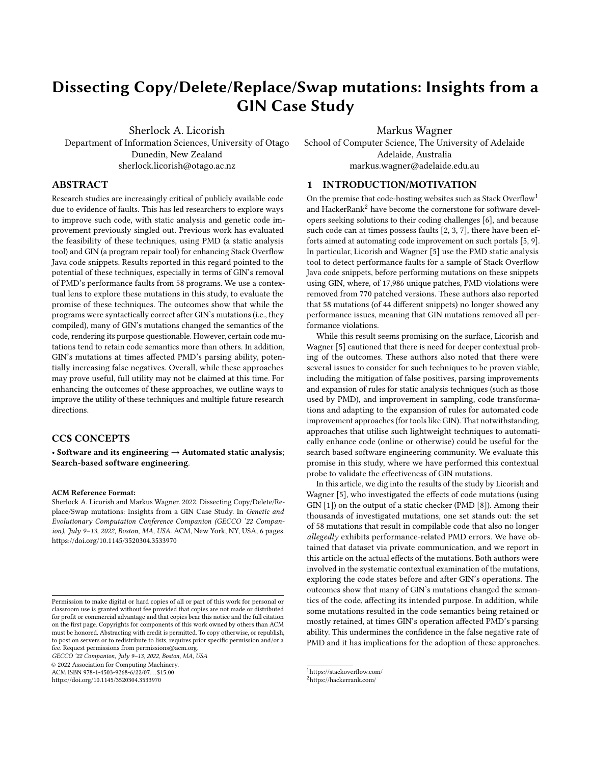# Dissecting Copy/Delete/Replace/Swap mutations: Insights from a GIN Case Study

Sherlock A. Licorish
Department of Information Sciences, University of Otago
Dunedin, New Zealand
sherlock.licorish@otago.ac.nz

Markus Wagner
School of Computer Science, The University of Adelaide
Adelaide, Australia
markus.wagner@adelaide.edu.au

## ABSTRACT

Research studies are increasingly critical of publicly available code due to evidence of faults. This has led researchers to explore ways to improve such code, with static analysis and genetic code improvement previously singled out. Previous work has evaluated the feasibility of these techniques, using PMD (a static analysis tool) and GIN (a program repair tool) for enhancing Stack Overflow Java code snippets. Results reported in this regard pointed to the potential of these techniques, especially in terms of GIN's removal of PMD's performance faults from 58 programs. We use a contextual lens to explore these mutations in this study, to evaluate the promise of these techniques. The outcomes show that while the programs were syntactically correct after GIN's mutations (i.e., they compiled), many of GIN's mutations changed the semantics of the code, rendering its purpose questionable. However, certain code mutations tend to retain code semantics more than others. In addition, GIN's mutations at times affected PMD's parsing ability, potentially increasing false negatives. Overall, while these approaches may prove useful, full utility may not be claimed at this time. For enhancing the outcomes of these approaches, we outline ways to improve the utility of these techniques and multiple future research directions.

## CCS CONCEPTS

• **Software and its engineering → Automated static analysis; Search-based software engineering**.

**ACM Reference Format:**
Sherlock A. Licorish and Markus Wagner. 2022. Dissecting Copy/Delete/Replace/Swap mutations: Insights from a GIN Case Study. In *Genetic and Evolutionary Computation Conference Companion (GECCO '22 Companion), July 9–13, 2022, Boston, MA, USA.* ACM, New York, NY, USA, 6 pages. https://doi.org/10.1145/3520304.3533970

Permission to make digital or hard copies of all or part of this work for personal or classroom use is granted without fee provided that copies are not made or distributed for profit or commercial advantage and that copies bear this notice and the full citation on the first page. Copyrights for components of this work owned by others than ACM must be honored. Abstracting with credit is permitted. To copy otherwise, or republish, to post on servers or to redistribute to lists, requires prior specific permission and/or a fee. Request permissions from permissions@acm.org.
*GECCO '22 Companion, July 9–13, 2022, Boston, MA, USA*
© 2022 Association for Computing Machinery.
ACM ISBN 978-1-4503-9268-6/22/07...$15.00
https://doi.org/10.1145/3520304.3533970

## 1 INTRODUCTION/MOTIVATION

On the premise that code-hosting websites such as Stack Overflow[1] and HackerRank[2] have become the cornerstone for software developers seeking solutions to their coding challenges [6], and because such code can at times possess faults [2, 3, 7], there have been efforts aimed at automating code improvement on such portals [5, 9]. In particular, Licorish and Wagner [5] use the PMD static analysis tool to detect performance faults for a sample of Stack Overflow Java code snippets, before performing mutations on these snippets using GIN, where, of 17,986 unique patches, PMD violations were removed from 770 patched versions. These authors also reported that 58 mutations (of 44 different snippets) no longer showed any performance issues, meaning that GIN mutations removed all performance violations.

While this result seems promising on the surface, Licorish and Wagner [5] cautioned that there is need for deeper contextual probing of the outcomes. These authors also noted that there were several issues to consider for such techniques to be proven viable, including the mitigation of false positives, parsing improvements and expansion of rules for static analysis techniques (such as those used by PMD), and improvement in sampling, code transformations and adapting to the expansion of rules for automated code improvement approaches (for tools like GIN). That notwithstanding, approaches that utilise such lightweight techniques to automatically enhance code (online or otherwise) could be useful for the search based software engineering community. We evaluate this promise in this study, where we have performed this contextual probe to validate the effectiveness of GIN mutations.

In this article, we dig into the results of the study by Licorish and Wagner [5], who investigated the effects of code mutations (using GIN [1]) on the output of a static checker (PMD [8]). Among their thousands of investigated mutations, one set stands out: the set of 58 mutations that result in compilable code that also no longer *allegedly* exhibits performance-related PMD errors. We have obtained that dataset via private communication, and we report in this article on the actual effects of the mutations. Both authors were involved in the systematic contextual examination of the mutations, exploring the code states before and after GIN's operations. The outcomes show that many of GIN's mutations changed the semantics of the code, affecting its intended purpose. In addition, while some mutations resulted in the code semantics being retained or mostly retained, at times GIN's operation affected PMD's parsing ability. This undermines the confidence in the false negative rate of PMD and it has implications for the adoption of these approaches.

[1] https://stackoverflow.com/
[2] https://hackerrank.com/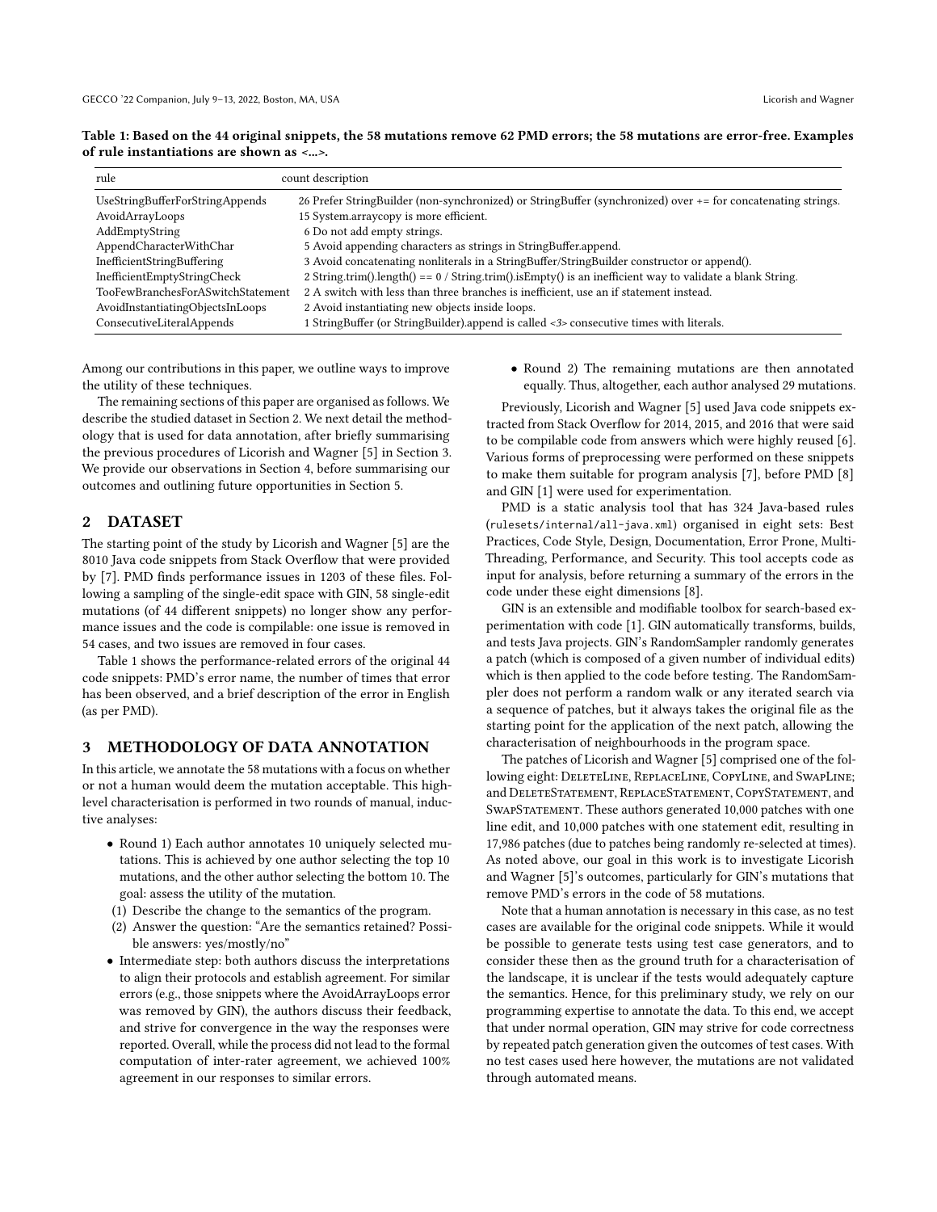**Table 1: Based on the 44 original snippets, the 58 mutations remove 62 PMD errors; the 58 mutations are error-free. Examples of rule instantiations are shown as <...>.**

| rule | count | description |
|---|---|---|
| UseStringBufferForStringAppends | 26 | Prefer StringBuilder (non-synchronized) or StringBuffer (synchronized) over += for concatenating strings. |
| AvoidArrayLoops | 15 | System.arraycopy is more efficient. |
| AddEmptyString | 6 | Do not add empty strings. |
| AppendCharacterWithChar | 5 | Avoid appending characters as strings in StringBuffer.append. |
| InefficientStringBuffering | 3 | Avoid concatenating nonliterals in a StringBuffer/StringBuilder constructor or append(). |
| InefficientEmptyStringCheck | 2 | String.trim().length() == 0 / String.trim().isEmpty() is an inefficient way to validate a blank String. |
| TooFewBranchesForASwitchStatement | 2 | A switch with less than three branches is inefficient, use an if statement instead. |
| AvoidInstantiatingObjectsInLoops | 2 | Avoid instantiating new objects inside loops. |
| ConsecutiveLiteralAppends | 1 | StringBuffer (or StringBuilder).append is called <3> consecutive times with literals. |

Among our contributions in this paper, we outline ways to improve the utility of these techniques.

The remaining sections of this paper are organised as follows. We describe the studied dataset in Section 2. We next detail the methodology that is used for data annotation, after briefly summarising the previous procedures of Licorish and Wagner [5] in Section 3. We provide our observations in Section 4, before summarising our outcomes and outlining future opportunities in Section 5.

## 2 DATASET

The starting point of the study by Licorish and Wagner [5] are the 8010 Java code snippets from Stack Overflow that were provided by [7]. PMD finds performance issues in 1203 of these files. Following a sampling of the single-edit space with GIN, 58 single-edit mutations (of 44 different snippets) no longer show any performance issues and the code is compilable: one issue is removed in 54 cases, and two issues are removed in four cases.

Table 1 shows the performance-related errors of the original 44 code snippets: PMD's error name, the number of times that error has been observed, and a brief description of the error in English (as per PMD).

## 3 METHODOLOGY OF DATA ANNOTATION

In this article, we annotate the 58 mutations with a focus on whether or not a human would deem the mutation acceptable. This high-level characterisation is performed in two rounds of manual, inductive analyses:

- Round 1) Each author annotates 10 uniquely selected mutations. This is achieved by one author selecting the top 10 mutations, and the other author selecting the bottom 10. The goal: assess the utility of the mutation.
  1. Describe the change to the semantics of the program.
  2. Answer the question: "Are the semantics retained? Possible answers: yes/mostly/no"
- Intermediate step: both authors discuss the interpretations to align their protocols and establish agreement. For similar errors (e.g., those snippets where the AvoidArrayLoops error was removed by GIN), the authors discuss their feedback, and strive for convergence in the way the responses were reported. Overall, while the process did not lead to the formal computation of inter-rater agreement, we achieved 100% agreement in our responses to similar errors.
- Round 2) The remaining mutations are then annotated equally. Thus, altogether, each author analysed 29 mutations.

Previously, Licorish and Wagner [5] used Java code snippets extracted from Stack Overflow for 2014, 2015, and 2016 that were said to be compilable code from answers which were highly reused [6]. Various forms of preprocessing were performed on these snippets to make them suitable for program analysis [7], before PMD [8] and GIN [1] were used for experimentation.

PMD is a static analysis tool that has 324 Java-based rules (`rulesets/internal/all-java.xml`) organised in eight sets: Best Practices, Code Style, Design, Documentation, Error Prone, Multi-Threading, Performance, and Security. This tool accepts code as input for analysis, before returning a summary of the errors in the code under these eight dimensions [8].

GIN is an extensible and modifiable toolbox for search-based experimentation with code [1]. GIN automatically transforms, builds, and tests Java projects. GIN's RandomSampler randomly generates a patch (which is composed of a given number of individual edits) which is then applied to the code before testing. The RandomSampler does not perform a random walk or any iterated search via a sequence of patches, but it always takes the original file as the starting point for the application of the next patch, allowing the characterisation of neighbourhoods in the program space.

The patches of Licorish and Wagner [5] comprised one of the following eight: DeleteLine, ReplaceLine, CopyLine, and SwapLine; and DeleteStatement, ReplaceStatement, CopyStatement, and SwapStatement. These authors generated 10,000 patches with one line edit, and 10,000 patches with one statement edit, resulting in 17,986 patches (due to patches being randomly re-selected at times). As noted above, our goal in this work is to investigate Licorish and Wagner [5]'s outcomes, particularly for GIN's mutations that remove PMD's errors in the code of 58 mutations.

Note that a human annotation is necessary in this case, as no test cases are available for the original code snippets. While it would be possible to generate tests using test case generators, and to consider these then as the ground truth for a characterisation of the landscape, it is unclear if the tests would adequately capture the semantics. Hence, for this preliminary study, we rely on our programming expertise to annotate the data. To this end, we accept that under normal operation, GIN may strive for code correctness by repeated patch generation given the outcomes of test cases. With no test cases used here however, the mutations are not validated through automated means.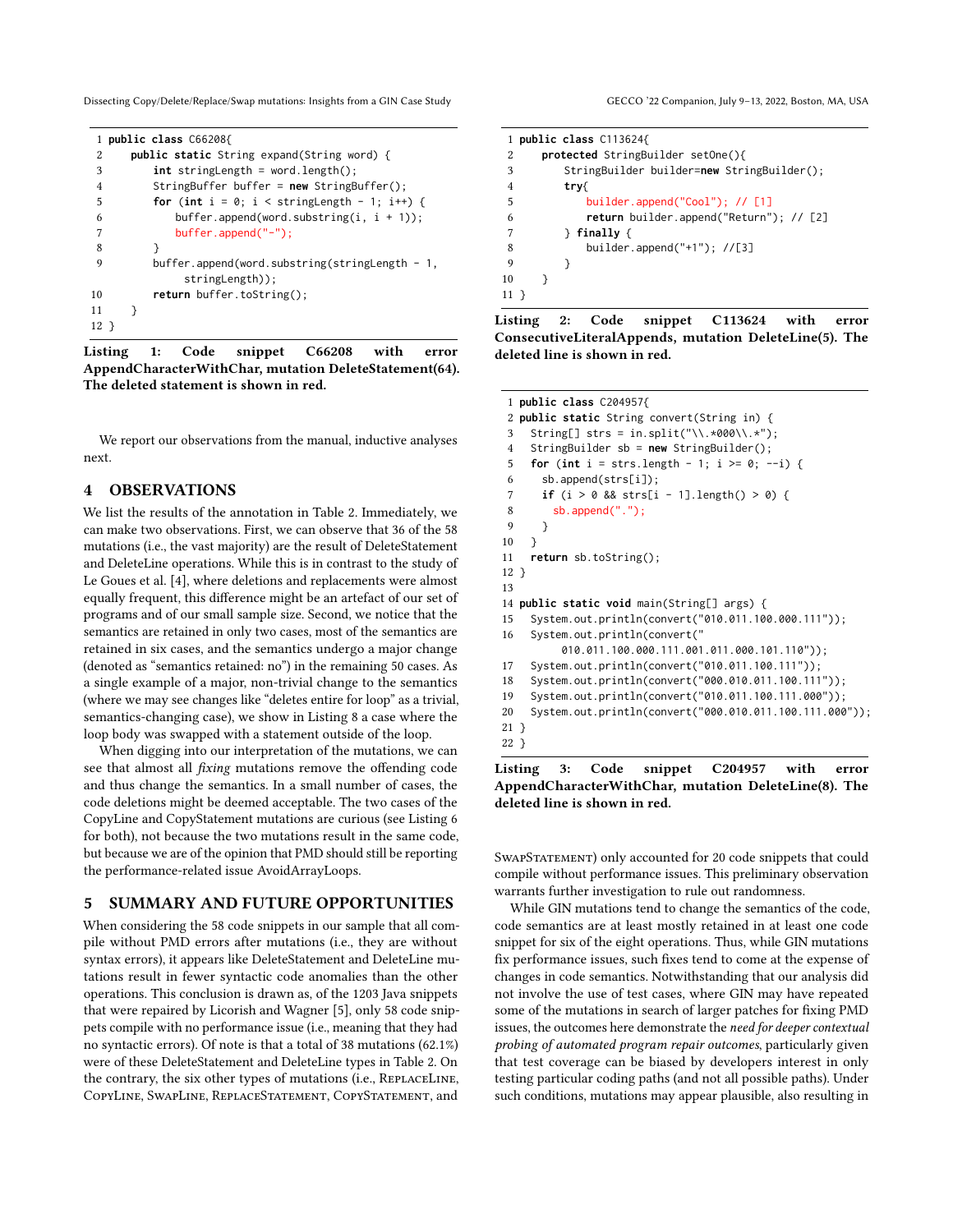```
1 public class C66208{
2     public static String expand(String word) {
3         int stringLength = word.length();
4         StringBuffer buffer = new StringBuffer();
5         for (int i = 0; i < stringLength - 1; i++) {
6             buffer.append(word.substring(i, i + 1));
7             buffer.append("-");
8         }
9         buffer.append(word.substring(stringLength - 1,
              stringLength));
10        return buffer.toString();
11    }
12 }
```

**Listing 1: Code snippet C66208 with error AppendCharacterWithChar, mutation DeleteStatement(64). The deleted statement is shown in red.**

We report our observations from the manual, inductive analyses next.

## 4 OBSERVATIONS

We list the results of the annotation in Table 2. Immediately, we can make two observations. First, we can observe that 36 of the 58 mutations (i.e., the vast majority) are the result of DeleteStatement and DeleteLine operations. While this is in contrast to the study of Le Goues et al. [4], where deletions and replacements were almost equally frequent, this difference might be an artefact of our set of programs and of our small sample size. Second, we notice that the semantics are retained in only two cases, most of the semantics are retained in six cases, and the semantics undergo a major change (denoted as "semantics retained: no") in the remaining 50 cases. As a single example of a major, non-trivial change to the semantics (where we may see changes like "deletes entire for loop" as a trivial, semantics-changing case), we show in Listing 8 a case where the loop body was swapped with a statement outside of the loop.

When digging into our interpretation of the mutations, we can see that almost all *fixing* mutations remove the offending code and thus change the semantics. In a small number of cases, the code deletions might be deemed acceptable. The two cases of the CopyLine and CopyStatement mutations are curious (see Listing 6 for both), not because the two mutations result in the same code, but because we are of the opinion that PMD should still be reporting the performance-related issue AvoidArrayLoops.

## 5 SUMMARY AND FUTURE OPPORTUNITIES

When considering the 58 code snippets in our sample that all compile without PMD errors after mutations (i.e., they are without syntax errors), it appears like DeleteStatement and DeleteLine mutations result in fewer syntactic code anomalies than the other operations. This conclusion is drawn as, of the 1203 Java snippets that were repaired by Licorish and Wagner [5], only 58 code snippets compile with no performance issue (i.e., meaning that they had no syntactic errors). Of note is that a total of 38 mutations (62.1%) were of these DeleteStatement and DeleteLine types in Table 2. On the contrary, the six other types of mutations (i.e., ReplaceLine, CopyLine, SwapLine, ReplaceStatement, CopyStatement, and SwapStatement) only accounted for 20 code snippets that could compile without performance issues. This preliminary observation warrants further investigation to rule out randomness.

While GIN mutations tend to change the semantics of the code, code semantics are at least mostly retained in at least one code snippet for six of the eight operations. Thus, while GIN mutations fix performance issues, such fixes tend to come at the expense of changes in code semantics. Notwithstanding that our analysis did not involve the use of test cases, where GIN may have repeated some of the mutations in search of larger patches for fixing PMD issues, the outcomes here demonstrate the *need for deeper contextual probing of automated program repair outcomes*, particularly given that test coverage can be biased by developers interest in only testing particular coding paths (and not all possible paths). Under such conditions, mutations may appear plausible, also resulting in

```
1 public class C113624{
2     protected StringBuilder setOne(){
3         StringBuilder builder=new StringBuilder();
4         try{
5             builder.append("Cool"); // [1]
6             return builder.append("Return"); // [2]
7         } finally {
8             builder.append("+1"); //[3]
9         }
10    }
11 }
```

**Listing 2: Code snippet C113624 with error ConsecutiveLiteralAppends, mutation DeleteLine(5). The deleted line is shown in red.**

```
1 public class C204957{
2 public static String convert(String in) {
3   String[] strs = in.split("\\.*000\\.*");
4   StringBuilder sb = new StringBuilder();
5   for (int i = strs.length - 1; i >= 0; --i) {
6     sb.append(strs[i]);
7     if (i > 0 && strs[i - 1].length() > 0) {
8       sb.append(".");
9     }
10  }
11  return sb.toString();
12 }
13
14 public static void main(String[] args) {
15   System.out.println(convert("010.011.100.000.111"));
16   System.out.println(convert("
         010.011.100.000.111.001.011.000.101.110"));
17   System.out.println(convert("010.011.100.111"));
18   System.out.println(convert("000.010.011.100.111"));
19   System.out.println(convert("010.011.100.111.000"));
20   System.out.println(convert("000.010.011.100.111.000"));
21 }
22 }
```

**Listing 3: Code snippet C204957 with error AppendCharacterWithChar, mutation DeleteLine(8). The deleted line is shown in red.**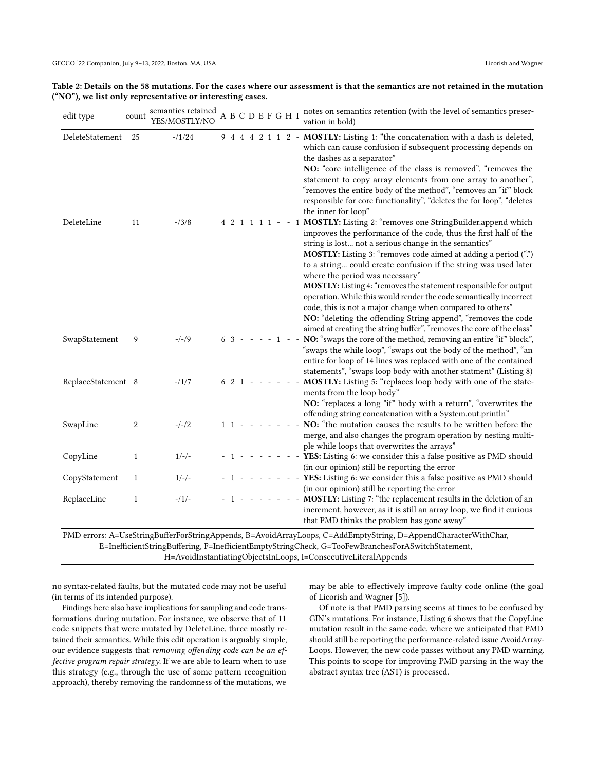**Table 2: Details on the 58 mutations. For the cases where our assessment is that the semantics are not retained in the mutation ("NO"), we list only representative or interesting cases.**

| edit type | count | semantics retained YES/MOSTLY/NO | A | B | C | D | E | F | G | H | I | notes on semantics retention (with the level of semantics preservation in bold) |
|---|---|---|---|---|---|---|---|---|---|---|---|---|
| DeleteStatement | 25 | -/1/24 | 9 | 4 | 4 | 4 | 2 | 1 | 1 | 2 | - | **MOSTLY:** Listing 1: "the concatenation with a dash is deleted, which can cause confusion if subsequent processing depends on the dashes as a separator" **NO:** "core intelligence of the class is removed", "removes the statement to copy array elements from one array to another", "removes the entire body of the method", "removes an "if" block responsible for core functionality", "deletes the for loop", "deletes the inner for loop" |
| DeleteLine | 11 | -/3/8 | 4 | 2 | 1 | 1 | 1 | 1 | - | - | 1 | **MOSTLY:** Listing 2: "removes one StringBuilder.append which improves the performance of the code, thus the first half of the string is lost... not a serious change in the semantics" **MOSTLY:** Listing 3: "removes code aimed at adding a period (".") to a string... could create confusion if the string was used later where the period was necessary" **MOSTLY:** Listing 4: "removes the statement responsible for output operation. While this would render the code semantically incorrect code, this is not a major change when compared to others" **NO:** "deleting the offending String append", "removes the code aimed at creating the string buffer", "removes the core of the class" |
| SwapStatement | 9 | -/-/9 | 6 | 3 | - | - | - | - | 1 | - | - | **NO:** "swaps the core of the method, removing an entire "if" block.", "swaps the while loop", "swaps out the body of the method", "an entire for loop of 14 lines was replaced with one of the contained statements", "swaps loop body with another statment" (Listing 8) |
| ReplaceStatement | 8 | -/1/7 | 6 | 2 | 1 | - | - | - | - | - | - | **MOSTLY:** Listing 5: "replaces loop body with one of the statements from the loop body" **NO:** "replaces a long "if" body with a return", "overwrites the offending string concatenation with a System.out.println" |
| SwapLine | 2 | -/-/2 | 1 | 1 | - | - | - | - | - | - | - | **NO:** "the mutation causes the results to be written before the merge, and also changes the program operation by nesting multiple while loops that overwrites the arrays" |
| CopyLine | 1 | 1/-/- | - | 1 | - | - | - | - | - | - | - | **YES:** Listing 6: we consider this a false positive as PMD should (in our opinion) still be reporting the error |
| CopyStatement | 1 | 1/-/- | - | 1 | - | - | - | - | - | - | - | **YES:** Listing 6: we consider this a false positive as PMD should (in our opinion) still be reporting the error |
| ReplaceLine | 1 | -/1/- | - | 1 | - | - | - | - | - | - | - | **MOSTLY:** Listing 7: "the replacement results in the deletion of an increment, however, as it is still an array loop, we find it curious that PMD thinks the problem has gone away" |

PMD errors: A=UseStringBufferForStringAppends, B=AvoidArrayLoops, C=AddEmptyString, D=AppendCharacterWithChar, E=InefficientStringBuffering, F=InefficientEmptyStringCheck, G=TooFewBranchesForASwitchStatement, H=AvoidInstantiatingObjectsInLoops, I=ConsecutiveLiteralAppends

no syntax-related faults, but the mutated code may not be useful (in terms of its intended purpose).

Findings here also have implications for sampling and code transformations during mutation. For instance, we observe that of 11 code snippets that were mutated by DeleteLine, three mostly retained their semantics. While this edit operation is arguably simple, our evidence suggests that *removing offending code can be an effective program repair strategy*. If we are able to learn when to use this strategy (e.g., through the use of some pattern recognition approach), thereby removing the randomness of the mutations, we may be able to effectively improve faulty code online (the goal of Licorish and Wagner [5]).

Of note is that PMD parsing seems at times to be confused by GIN's mutations. For instance, Listing 6 shows that the CopyLine mutation result in the same code, where we anticipated that PMD should still be reporting the performance-related issue AvoidArrayLoops. However, the new code passes without any PMD warning. This points to scope for improving PMD parsing in the way the abstract syntax tree (AST) is processed.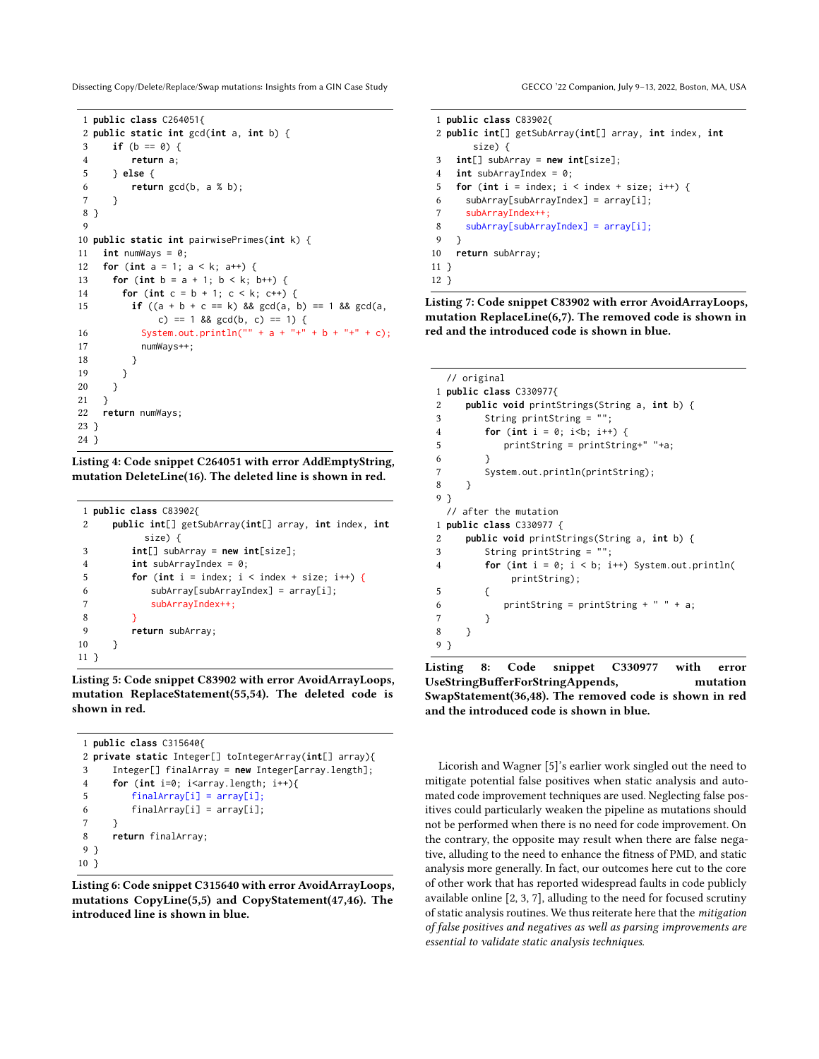```
1  public class C264051{
2  public static int gcd(int a, int b) {
3      if (b == 0) {
4          return a;
5      } else {
6          return gcd(b, a % b);
7      }
8  }
9
10 public static int pairwisePrimes(int k) {
11   int numWays = 0;
12   for (int a = 1; a < k; a++) {
13     for (int b = a + 1; b < k; b++) {
14       for (int c = b + 1; c < k; c++) {
15         if ((a + b + c == k) && gcd(a, b) == 1 && gcd(a,
               c) == 1 && gcd(b, c) == 1) {
16           System.out.println("" + a + "+" + b + "+" + c);
17           numWays++;
18         }
19       }
20     }
21   }
22   return numWays;
23 }
24 }
```

**Listing 4: Code snippet C264051 with error AddEmptyString, mutation DeleteLine(16). The deleted line is shown in red.**

```
1  public class C83902{
2      public int[] getSubArray(int[] array, int index, int
           size) {
3          int[] subArray = new int[size];
4          int subArrayIndex = 0;
5          for (int i = index; i < index + size; i++) {
6              subArray[subArrayIndex] = array[i];
7              subArrayIndex++;
8          }
9          return subArray;
10     }
11 }
```

**Listing 5: Code snippet C83902 with error AvoidArrayLoops, mutation ReplaceStatement(55,54). The deleted code is shown in red.**

```
1  public class C315640{
2  private static Integer[] toIntegerArray(int[] array){
3      Integer[] finalArray = new Integer[array.length];
4      for (int i=0; i<array.length; i++){
5          finalArray[i] = array[i];
6          finalArray[i] = array[i];
7      }
8      return finalArray;
9  }
10 }
```

**Listing 6: Code snippet C315640 with error AvoidArrayLoops, mutations CopyLine(5,5) and CopyStatement(47,46). The introduced line is shown in blue.**

```
1  public class C83902{
2  public int[] getSubArray(int[] array, int index, int
       size) {
3    int[] subArray = new int[size];
4    int subArrayIndex = 0;
5    for (int i = index; i < index + size; i++) {
6      subArray[subArrayIndex] = array[i];
7      subArrayIndex++;
8      subArray[subArrayIndex] = array[i];
9    }
10   return subArray;
11 }
12 }
```

**Listing 7: Code snippet C83902 with error AvoidArrayLoops, mutation ReplaceLine(6,7). The removed code is shown in red and the introduced code is shown in blue.**

```
   // original
1  public class C330977{
2      public void printStrings(String a, int b) {
3          String printString = "";
4          for (int i = 0; i<b; i++) {
5              printString = printString+" "+a;
6          }
7          System.out.println(printString);
8      }
9  }
   // after the mutation
1  public class C330977 {
2      public void printStrings(String a, int b) {
3          String printString = "";
4          for (int i = 0; i < b; i++) System.out.println(
               printString);
5          {
6              printString = printString + " " + a;
7          }
8      }
9  }
```

**Listing 8: Code snippet C330977 with error UseStringBufferForStringAppends, mutation SwapStatement(36,48). The removed code is shown in red and the introduced code is shown in blue.**

Licorish and Wagner [5]'s earlier work singled out the need to mitigate potential false positives when static analysis and automated code improvement techniques are used. Neglecting false positives could particularly weaken the pipeline as mutations should not be performed when there is no need for code improvement. On the contrary, the opposite may result when there are false negative, alluding to the need to enhance the fitness of PMD, and static analysis more generally. In fact, our outcomes here cut to the core of other work that has reported widespread faults in code publicly available online [2, 3, 7], alluding to the need for focused scrutiny of static analysis routines. We thus reiterate here that the *mitigation of false positives and negatives as well as parsing improvements are essential to validate static analysis techniques.*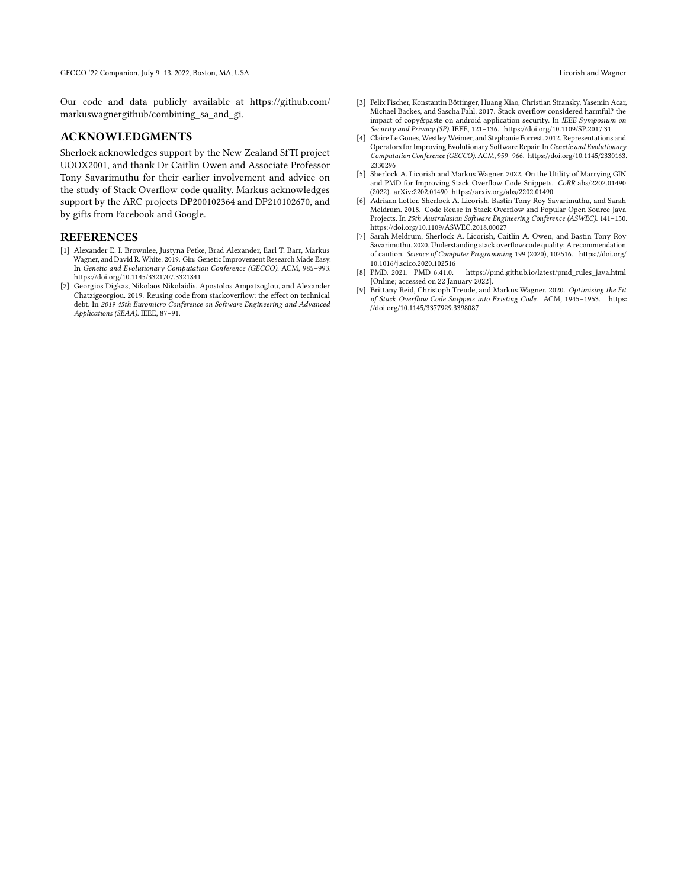Our code and data publicly available at https://github.com/markuswagnergithub/combining_sa_and_gi.

## ACKNOWLEDGMENTS

Sherlock acknowledges support by the New Zealand SfTI project UOOX2001, and thank Dr Caitlin Owen and Associate Professor Tony Savarimuthu for their earlier involvement and advice on the study of Stack Overflow code quality. Markus acknowledges support by the ARC projects DP200102364 and DP210102670, and by gifts from Facebook and Google.

## REFERENCES

[1] Alexander E. I. Brownlee, Justyna Petke, Brad Alexander, Earl T. Barr, Markus Wagner, and David R. White. 2019. Gin: Genetic Improvement Research Made Easy. In *Genetic and Evolutionary Computation Conference (GECCO)*. ACM, 985–993. https://doi.org/10.1145/3321707.3321841

[2] Georgios Digkas, Nikolaos Nikolaidis, Apostolos Ampatzoglou, and Alexander Chatzigeorgiou. 2019. Reusing code from stackoverflow: the effect on technical debt. In *2019 45th Euromicro Conference on Software Engineering and Advanced Applications (SEAA)*. IEEE, 87–91.

[3] Felix Fischer, Konstantin Böttinger, Huang Xiao, Christian Stransky, Yasemin Acar, Michael Backes, and Sascha Fahl. 2017. Stack overflow considered harmful? the impact of copy&paste on android application security. In *IEEE Symposium on Security and Privacy (SP)*. IEEE, 121–136. https://doi.org/10.1109/SP.2017.31

[4] Claire Le Goues, Westley Weimer, and Stephanie Forrest. 2012. Representations and Operators for Improving Evolutionary Software Repair. In *Genetic and Evolutionary Computation Conference (GECCO)*. ACM, 959–966. https://doi.org/10.1145/2330163.2330296

[5] Sherlock A. Licorish and Markus Wagner. 2022. On the Utility of Marrying GIN and PMD for Improving Stack Overflow Code Snippets. *CoRR* abs/2202.01490 (2022). arXiv:2202.01490 https://arxiv.org/abs/2202.01490

[6] Adriaan Lotter, Sherlock A. Licorish, Bastin Tony Roy Savarimuthu, and Sarah Meldrum. 2018. Code Reuse in Stack Overflow and Popular Open Source Java Projects. In *25th Australasian Software Engineering Conference (ASWEC)*. 141–150. https://doi.org/10.1109/ASWEC.2018.00027

[7] Sarah Meldrum, Sherlock A. Licorish, Caitlin A. Owen, and Bastin Tony Roy Savarimuthu. 2020. Understanding stack overflow code quality: A recommendation of caution. *Science of Computer Programming* 199 (2020), 102516. https://doi.org/10.1016/j.scico.2020.102516

[8] PMD. 2021. PMD 6.41.0. https://pmd.github.io/latest/pmd_rules_java.html [Online; accessed on 22 January 2022].

[9] Brittany Reid, Christoph Treude, and Markus Wagner. 2020. *Optimising the Fit of Stack Overflow Code Snippets into Existing Code.* ACM, 1945–1953. https://doi.org/10.1145/3377929.3398087